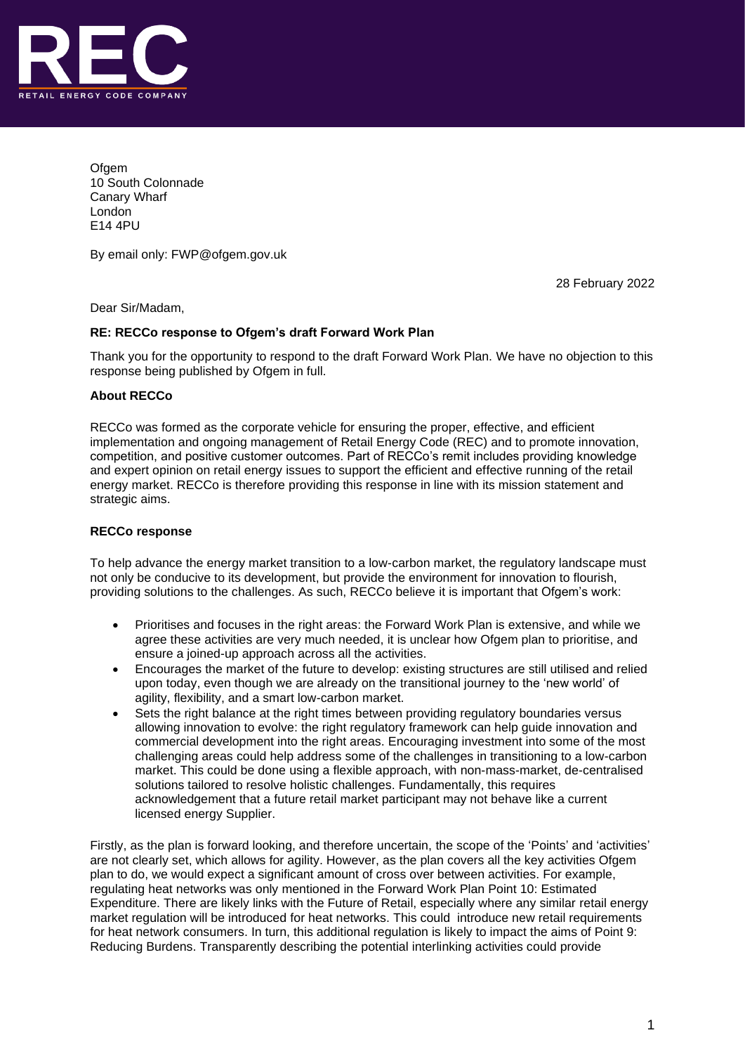RETAIL ENERGY CODE COMPANY

Ofgem
10 South Colonnade
Canary Wharf
London
E14 4PU

By email only: FWP@ofgem.gov.uk

28 February 2022

Dear Sir/Madam,

**RE: RECCo response to Ofgem's draft Forward Work Plan**

Thank you for the opportunity to respond to the draft Forward Work Plan. We have no objection to this response being published by Ofgem in full.

**About RECCo**

RECCo was formed as the corporate vehicle for ensuring the proper, effective, and efficient implementation and ongoing management of Retail Energy Code (REC) and to promote innovation, competition, and positive customer outcomes. Part of RECCo's remit includes providing knowledge and expert opinion on retail energy issues to support the efficient and effective running of the retail energy market. RECCo is therefore providing this response in line with its mission statement and strategic aims.

**RECCo response**

To help advance the energy market transition to a low-carbon market, the regulatory landscape must not only be conducive to its development, but provide the environment for innovation to flourish, providing solutions to the challenges. As such, RECCo believe it is important that Ofgem's work:

- Prioritises and focuses in the right areas: the Forward Work Plan is extensive, and while we agree these activities are very much needed, it is unclear how Ofgem plan to prioritise, and ensure a joined-up approach across all the activities.
- Encourages the market of the future to develop: existing structures are still utilised and relied upon today, even though we are already on the transitional journey to the 'new world' of agility, flexibility, and a smart low-carbon market.
- Sets the right balance at the right times between providing regulatory boundaries versus allowing innovation to evolve: the right regulatory framework can help guide innovation and commercial development into the right areas. Encouraging investment into some of the most challenging areas could help address some of the challenges in transitioning to a low-carbon market. This could be done using a flexible approach, with non-mass-market, de-centralised solutions tailored to resolve holistic challenges. Fundamentally, this requires acknowledgement that a future retail market participant may not behave like a current licensed energy Supplier.

Firstly, as the plan is forward looking, and therefore uncertain, the scope of the 'Points' and 'activities' are not clearly set, which allows for agility. However, as the plan covers all the key activities Ofgem plan to do, we would expect a significant amount of cross over between activities. For example, regulating heat networks was only mentioned in the Forward Work Plan Point 10: Estimated Expenditure. There are likely links with the Future of Retail, especially where any similar retail energy market regulation will be introduced for heat networks. This could introduce new retail requirements for heat network consumers. In turn, this additional regulation is likely to impact the aims of Point 9: Reducing Burdens. Transparently describing the potential interlinking activities could provide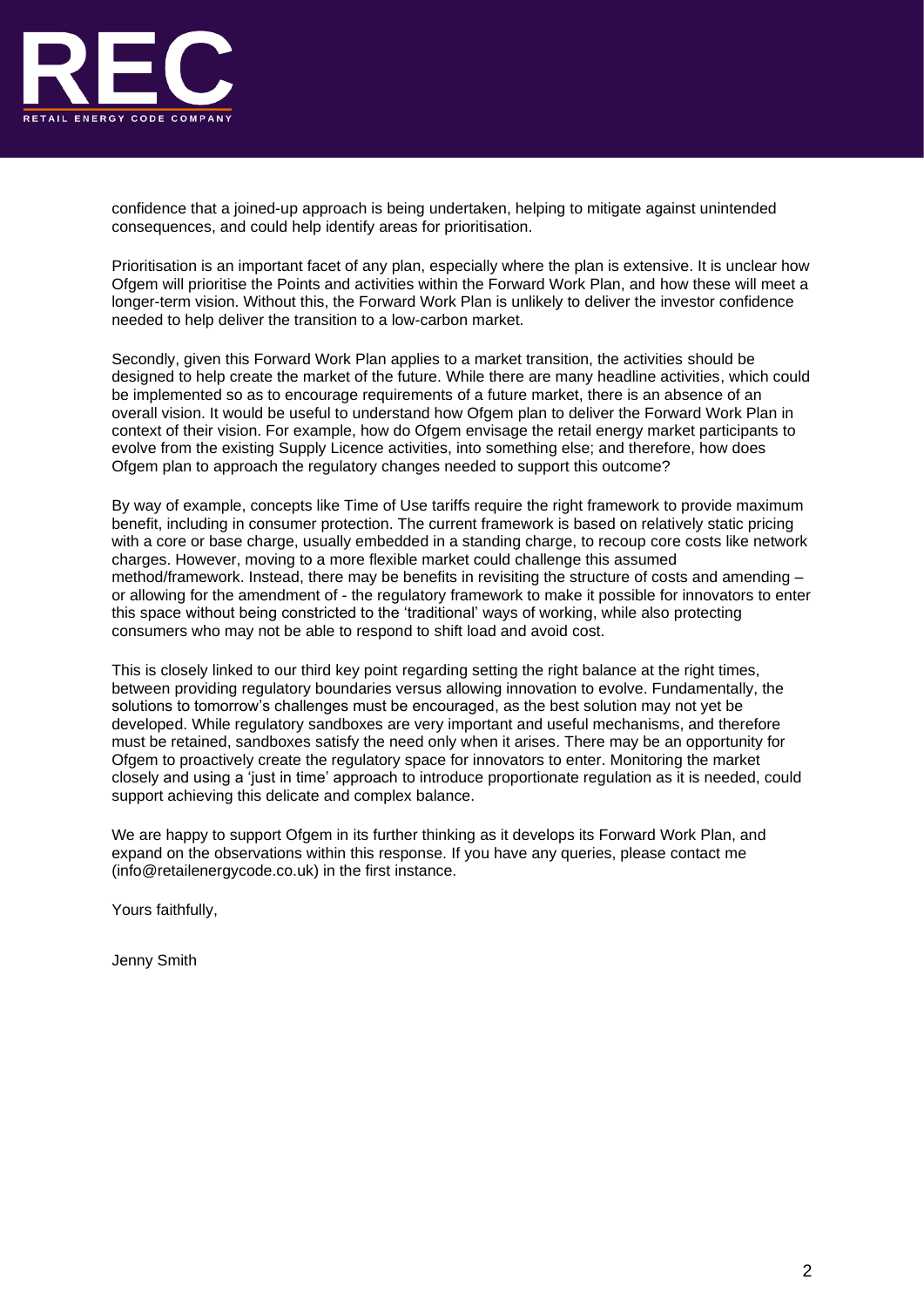confidence that a joined-up approach is being undertaken, helping to mitigate against unintended consequences, and could help identify areas for prioritisation.

Prioritisation is an important facet of any plan, especially where the plan is extensive. It is unclear how Ofgem will prioritise the Points and activities within the Forward Work Plan, and how these will meet a longer-term vision. Without this, the Forward Work Plan is unlikely to deliver the investor confidence needed to help deliver the transition to a low-carbon market.

Secondly, given this Forward Work Plan applies to a market transition, the activities should be designed to help create the market of the future. While there are many headline activities, which could be implemented so as to encourage requirements of a future market, there is an absence of an overall vision. It would be useful to understand how Ofgem plan to deliver the Forward Work Plan in context of their vision. For example, how do Ofgem envisage the retail energy market participants to evolve from the existing Supply Licence activities, into something else; and therefore, how does Ofgem plan to approach the regulatory changes needed to support this outcome?

By way of example, concepts like Time of Use tariffs require the right framework to provide maximum benefit, including in consumer protection. The current framework is based on relatively static pricing with a core or base charge, usually embedded in a standing charge, to recoup core costs like network charges. However, moving to a more flexible market could challenge this assumed method/framework. Instead, there may be benefits in revisiting the structure of costs and amending – or allowing for the amendment of - the regulatory framework to make it possible for innovators to enter this space without being constricted to the 'traditional' ways of working, while also protecting consumers who may not be able to respond to shift load and avoid cost.

This is closely linked to our third key point regarding setting the right balance at the right times, between providing regulatory boundaries versus allowing innovation to evolve. Fundamentally, the solutions to tomorrow's challenges must be encouraged, as the best solution may not yet be developed. While regulatory sandboxes are very important and useful mechanisms, and therefore must be retained, sandboxes satisfy the need only when it arises. There may be an opportunity for Ofgem to proactively create the regulatory space for innovators to enter. Monitoring the market closely and using a 'just in time' approach to introduce proportionate regulation as it is needed, could support achieving this delicate and complex balance.

We are happy to support Ofgem in its further thinking as it develops its Forward Work Plan, and expand on the observations within this response. If you have any queries, please contact me (info@retailenergycode.co.uk) in the first instance.

Yours faithfully,

Jenny Smith